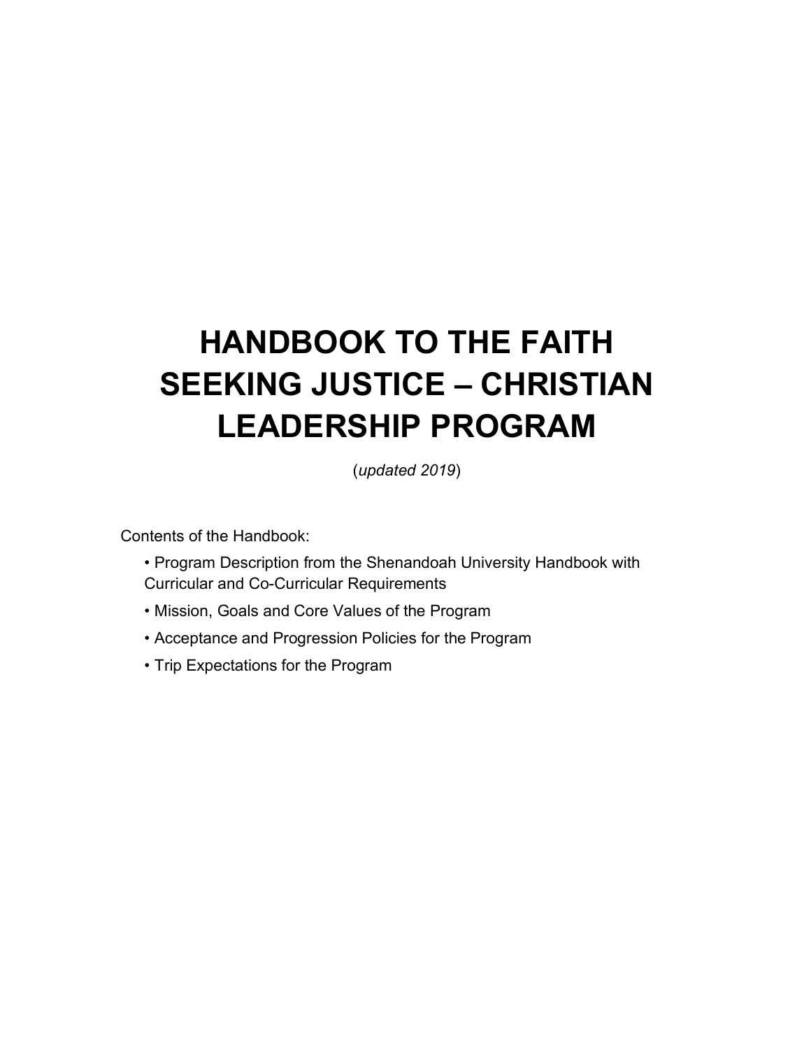# HANDBOOK TO THE FAITH SEEKING JUSTICE – CHRISTIAN LEADERSHIP PROGRAM

(*updated 2019*)

Contents of the Handbook:

- Program Description from the Shenandoah University Handbook with Curricular and Co-Curricular Requirements
- Mission, Goals and Core Values of the Program
- Acceptance and Progression Policies for the Program
- Trip Expectations for the Program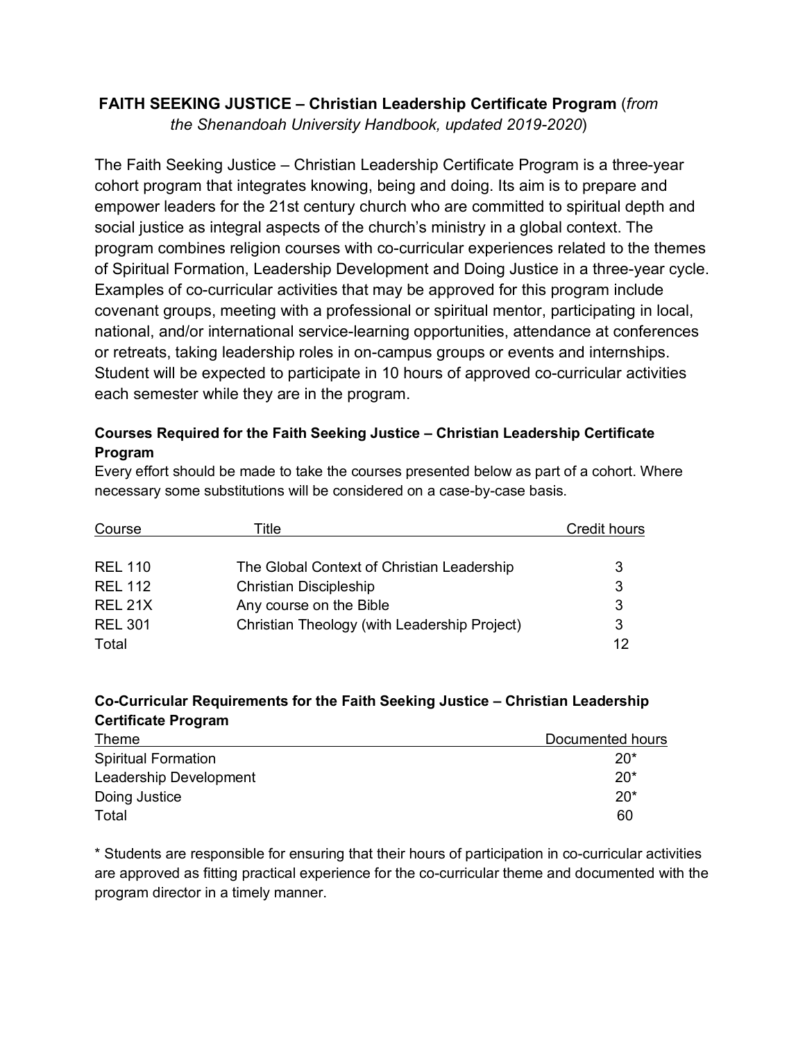**FAITH SEEKING JUSTICE – Christian Leadership Certificate Program** (*from the Shenandoah University Handbook, updated 2019-2020*)

The Faith Seeking Justice – Christian Leadership Certificate Program is a three-year cohort program that integrates knowing, being and doing. Its aim is to prepare and empower leaders for the 21st century church who are committed to spiritual depth and social justice as integral aspects of the church's ministry in a global context. The program combines religion courses with co-curricular experiences related to the themes of Spiritual Formation, Leadership Development and Doing Justice in a three-year cycle. Examples of co-curricular activities that may be approved for this program include covenant groups, meeting with a professional or spiritual mentor, participating in local, national, and/or international service-learning opportunities, attendance at conferences or retreats, taking leadership roles in on-campus groups or events and internships. Student will be expected to participate in 10 hours of approved co-curricular activities each semester while they are in the program.

**Courses Required for the Faith Seeking Justice – Christian Leadership Certificate Program**

Every effort should be made to take the courses presented below as part of a cohort. Where necessary some substitutions will be considered on a case-by-case basis.

| Course | Title | Credit hours |
|---|---|---|
| REL 110 | The Global Context of Christian Leadership | 3 |
| REL 112 | Christian Discipleship | 3 |
| REL 21X | Any course on the Bible | 3 |
| REL 301 | Christian Theology (with Leadership Project) | 3 |
| Total | | 12 |

**Co-Curricular Requirements for the Faith Seeking Justice – Christian Leadership Certificate Program**

| Theme | Documented hours |
|---|---|
| Spiritual Formation | 20* |
| Leadership Development | 20* |
| Doing Justice | 20* |
| Total | 60 |

* Students are responsible for ensuring that their hours of participation in co-curricular activities are approved as fitting practical experience for the co-curricular theme and documented with the program director in a timely manner.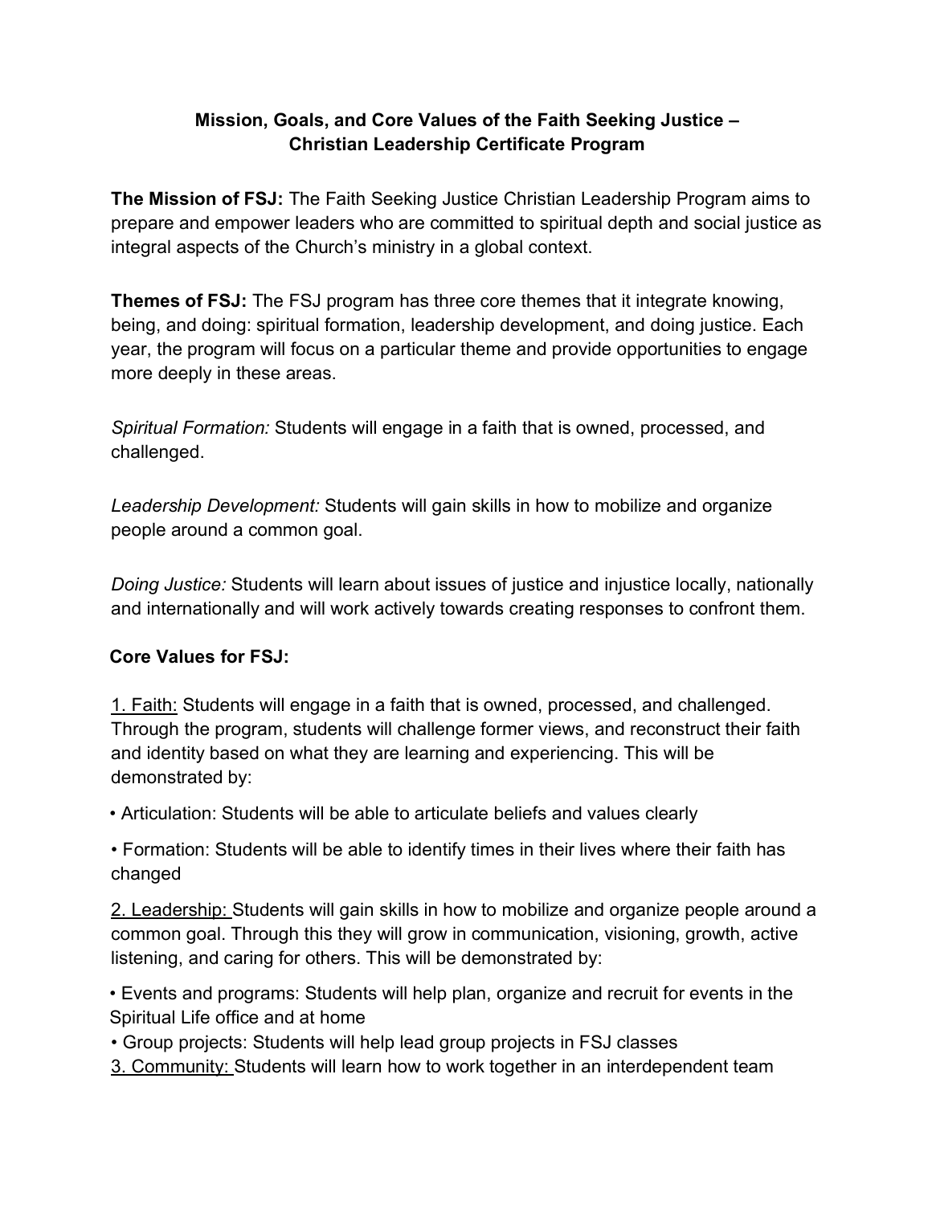# Mission, Goals, and Core Values of the Faith Seeking Justice – Christian Leadership Certificate Program

**The Mission of FSJ:** The Faith Seeking Justice Christian Leadership Program aims to prepare and empower leaders who are committed to spiritual depth and social justice as integral aspects of the Church's ministry in a global context.

**Themes of FSJ:** The FSJ program has three core themes that it integrate knowing, being, and doing: spiritual formation, leadership development, and doing justice. Each year, the program will focus on a particular theme and provide opportunities to engage more deeply in these areas.

*Spiritual Formation:* Students will engage in a faith that is owned, processed, and challenged.

*Leadership Development:* Students will gain skills in how to mobilize and organize people around a common goal.

*Doing Justice:* Students will learn about issues of justice and injustice locally, nationally and internationally and will work actively towards creating responses to confront them.

## Core Values for FSJ:

<u>1. Faith:</u> Students will engage in a faith that is owned, processed, and challenged. Through the program, students will challenge former views, and reconstruct their faith and identity based on what they are learning and experiencing. This will be demonstrated by:

- Articulation: Students will be able to articulate beliefs and values clearly
- Formation: Students will be able to identify times in their lives where their faith has changed

<u>2. Leadership:</u> Students will gain skills in how to mobilize and organize people around a common goal. Through this they will grow in communication, visioning, growth, active listening, and caring for others. This will be demonstrated by:

- Events and programs: Students will help plan, organize and recruit for events in the Spiritual Life office and at home
- Group projects: Students will help lead group projects in FSJ classes

<u>3. Community:</u> Students will learn how to work together in an interdependent team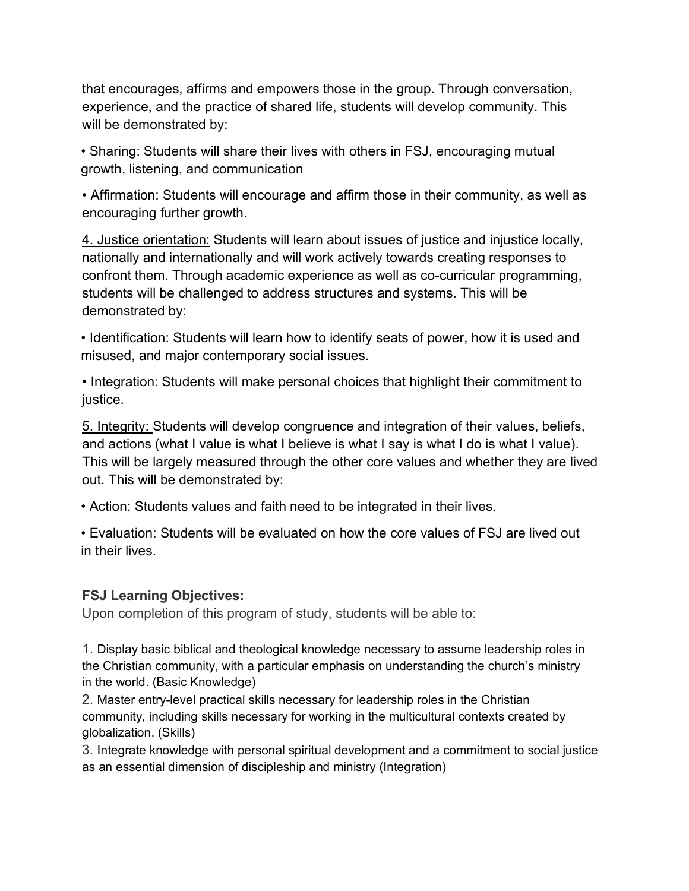that encourages, affirms and empowers those in the group. Through conversation, experience, and the practice of shared life, students will develop community. This will be demonstrated by:

- Sharing: Students will share their lives with others in FSJ, encouraging mutual growth, listening, and communication
- Affirmation: Students will encourage and affirm those in their community, as well as encouraging further growth.

<u>4. Justice orientation:</u> Students will learn about issues of justice and injustice locally, nationally and internationally and will work actively towards creating responses to confront them. Through academic experience as well as co-curricular programming, students will be challenged to address structures and systems. This will be demonstrated by:

- Identification: Students will learn how to identify seats of power, how it is used and misused, and major contemporary social issues.
- Integration: Students will make personal choices that highlight their commitment to justice.

<u>5. Integrity:</u> Students will develop congruence and integration of their values, beliefs, and actions (what I value is what I believe is what I say is what I do is what I value). This will be largely measured through the other core values and whether they are lived out. This will be demonstrated by:

- Action: Students values and faith need to be integrated in their lives.
- Evaluation: Students will be evaluated on how the core values of FSJ are lived out in their lives.

### FSJ Learning Objectives:

Upon completion of this program of study, students will be able to:

1. Display basic biblical and theological knowledge necessary to assume leadership roles in the Christian community, with a particular emphasis on understanding the church's ministry in the world. (Basic Knowledge)
2. Master entry-level practical skills necessary for leadership roles in the Christian community, including skills necessary for working in the multicultural contexts created by globalization. (Skills)
3. Integrate knowledge with personal spiritual development and a commitment to social justice as an essential dimension of discipleship and ministry (Integration)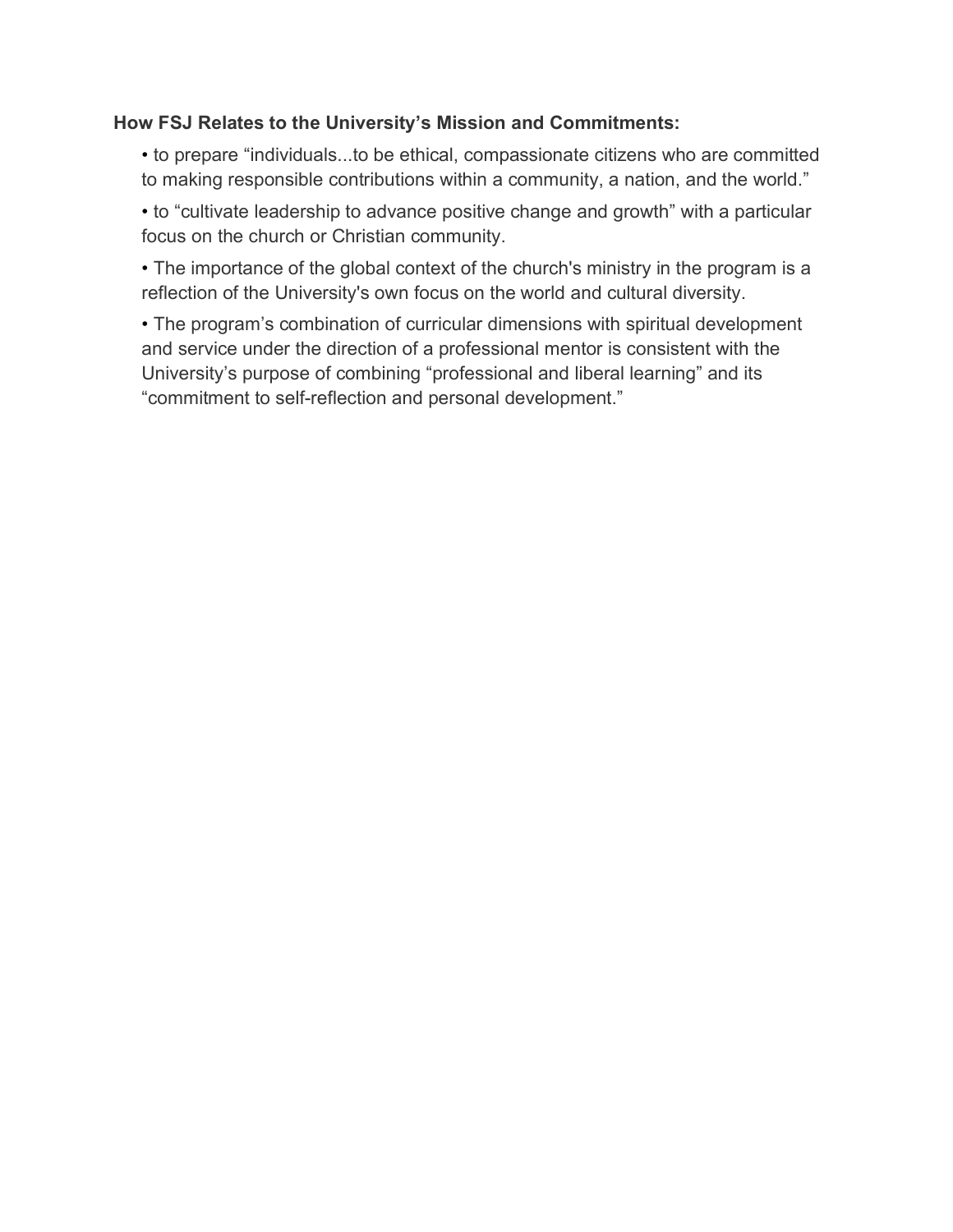**How FSJ Relates to the University's Mission and Commitments:**

- to prepare "individuals...to be ethical, compassionate citizens who are committed to making responsible contributions within a community, a nation, and the world."
- to "cultivate leadership to advance positive change and growth" with a particular focus on the church or Christian community.
- The importance of the global context of the church's ministry in the program is a reflection of the University's own focus on the world and cultural diversity.
- The program's combination of curricular dimensions with spiritual development and service under the direction of a professional mentor is consistent with the University's purpose of combining "professional and liberal learning" and its "commitment to self-reflection and personal development."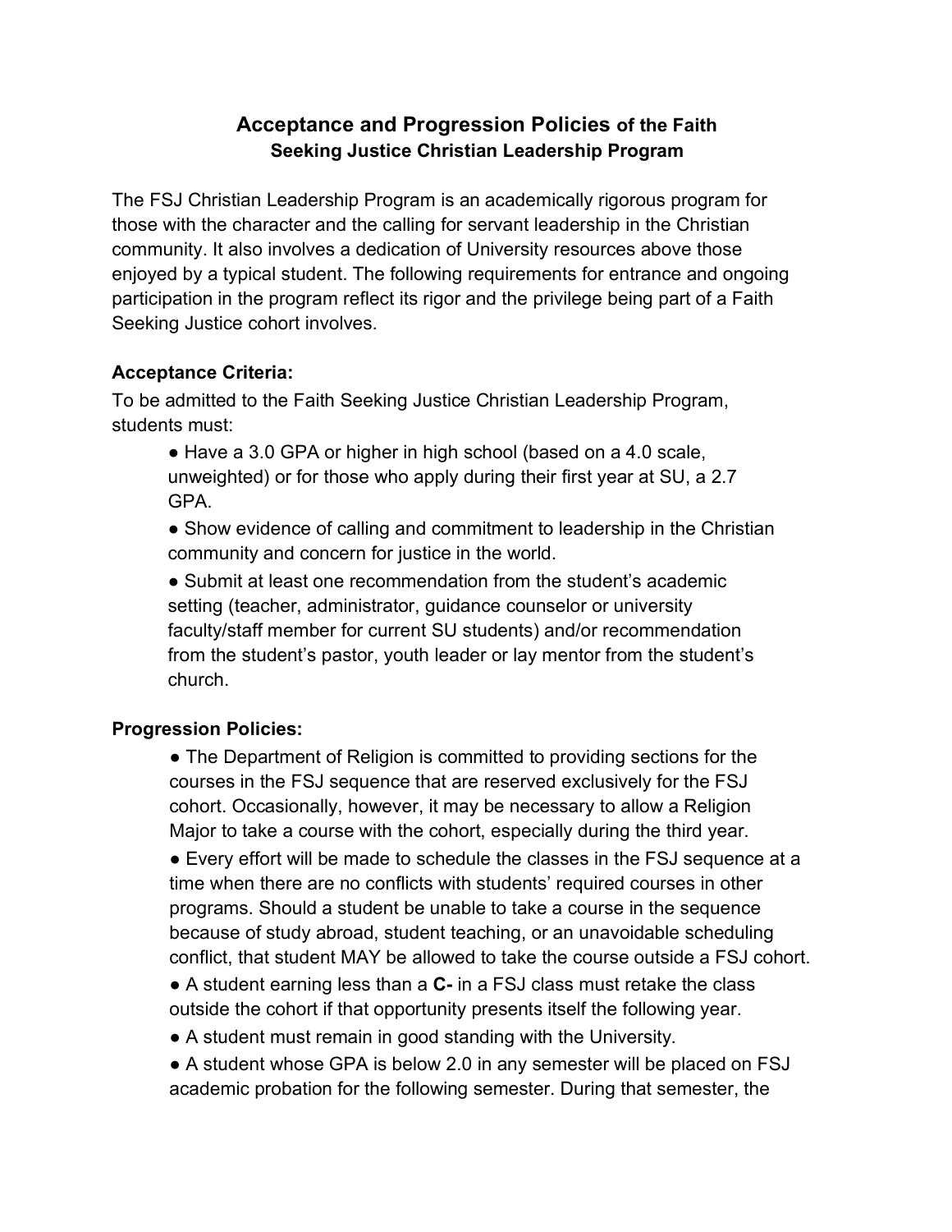# Acceptance and Progression Policies of the Faith Seeking Justice Christian Leadership Program

The FSJ Christian Leadership Program is an academically rigorous program for those with the character and the calling for servant leadership in the Christian community. It also involves a dedication of University resources above those enjoyed by a typical student. The following requirements for entrance and ongoing participation in the program reflect its rigor and the privilege being part of a Faith Seeking Justice cohort involves.

**Acceptance Criteria:**

To be admitted to the Faith Seeking Justice Christian Leadership Program, students must:

- Have a 3.0 GPA or higher in high school (based on a 4.0 scale, unweighted) or for those who apply during their first year at SU, a 2.7 GPA.
- Show evidence of calling and commitment to leadership in the Christian community and concern for justice in the world.
- Submit at least one recommendation from the student's academic setting (teacher, administrator, guidance counselor or university faculty/staff member for current SU students) and/or recommendation from the student's pastor, youth leader or lay mentor from the student's church.

**Progression Policies:**

- The Department of Religion is committed to providing sections for the courses in the FSJ sequence that are reserved exclusively for the FSJ cohort. Occasionally, however, it may be necessary to allow a Religion Major to take a course with the cohort, especially during the third year.
- Every effort will be made to schedule the classes in the FSJ sequence at a time when there are no conflicts with students' required courses in other programs. Should a student be unable to take a course in the sequence because of study abroad, student teaching, or an unavoidable scheduling conflict, that student MAY be allowed to take the course outside a FSJ cohort.
- A student earning less than a **C-** in a FSJ class must retake the class outside the cohort if that opportunity presents itself the following year.
- A student must remain in good standing with the University.
- A student whose GPA is below 2.0 in any semester will be placed on FSJ academic probation for the following semester. During that semester, the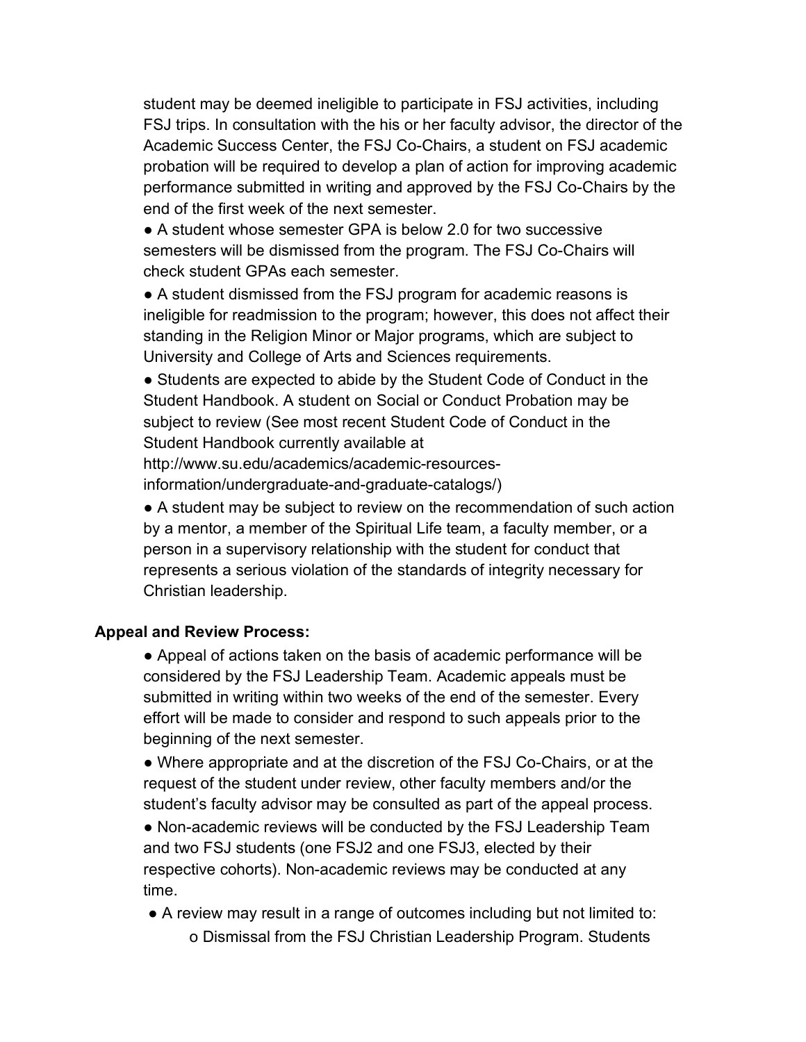student may be deemed ineligible to participate in FSJ activities, including FSJ trips. In consultation with the his or her faculty advisor, the director of the Academic Success Center, the FSJ Co-Chairs, a student on FSJ academic probation will be required to develop a plan of action for improving academic performance submitted in writing and approved by the FSJ Co-Chairs by the end of the first week of the next semester.

- A student whose semester GPA is below 2.0 for two successive semesters will be dismissed from the program. The FSJ Co-Chairs will check student GPAs each semester.
- A student dismissed from the FSJ program for academic reasons is ineligible for readmission to the program; however, this does not affect their standing in the Religion Minor or Major programs, which are subject to University and College of Arts and Sciences requirements.
- Students are expected to abide by the Student Code of Conduct in the Student Handbook. A student on Social or Conduct Probation may be subject to review (See most recent Student Code of Conduct in the Student Handbook currently available at http://www.su.edu/academics/academic-resources-information/undergraduate-and-graduate-catalogs/)
- A student may be subject to review on the recommendation of such action by a mentor, a member of the Spiritual Life team, a faculty member, or a person in a supervisory relationship with the student for conduct that represents a serious violation of the standards of integrity necessary for Christian leadership.

**Appeal and Review Process:**

- Appeal of actions taken on the basis of academic performance will be considered by the FSJ Leadership Team. Academic appeals must be submitted in writing within two weeks of the end of the semester. Every effort will be made to consider and respond to such appeals prior to the beginning of the next semester.
- Where appropriate and at the discretion of the FSJ Co-Chairs, or at the request of the student under review, other faculty members and/or the student's faculty advisor may be consulted as part of the appeal process.
- Non-academic reviews will be conducted by the FSJ Leadership Team and two FSJ students (one FSJ2 and one FSJ3, elected by their respective cohorts). Non-academic reviews may be conducted at any time.
- A review may result in a range of outcomes including but not limited to:
  - Dismissal from the FSJ Christian Leadership Program. Students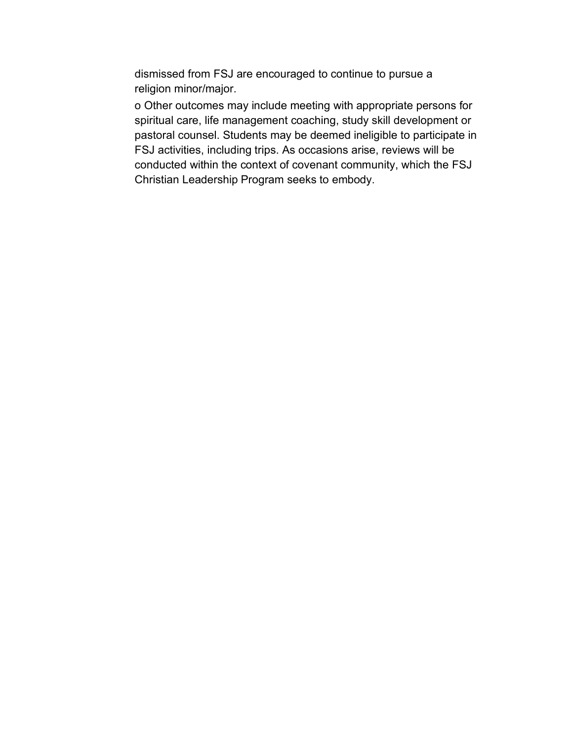dismissed from FSJ are encouraged to continue to pursue a religion minor/major.

- Other outcomes may include meeting with appropriate persons for spiritual care, life management coaching, study skill development or pastoral counsel. Students may be deemed ineligible to participate in FSJ activities, including trips. As occasions arise, reviews will be conducted within the context of covenant community, which the FSJ Christian Leadership Program seeks to embody.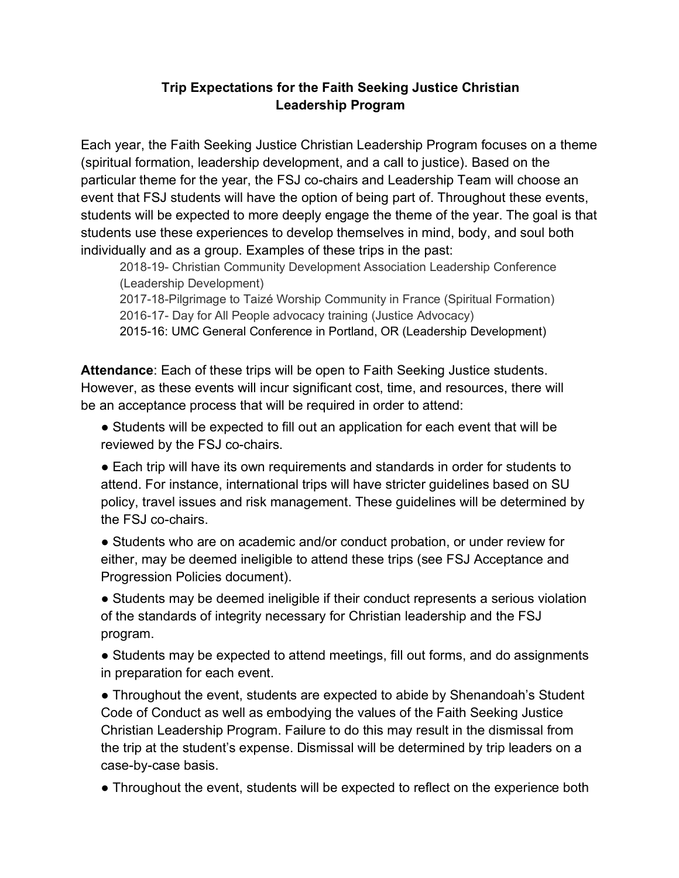**Trip Expectations for the Faith Seeking Justice Christian Leadership Program**

Each year, the Faith Seeking Justice Christian Leadership Program focuses on a theme (spiritual formation, leadership development, and a call to justice). Based on the particular theme for the year, the FSJ co-chairs and Leadership Team will choose an event that FSJ students will have the option of being part of. Throughout these events, students will be expected to more deeply engage the theme of the year. The goal is that students use these experiences to develop themselves in mind, body, and soul both individually and as a group. Examples of these trips in the past:

> 2018-19- Christian Community Development Association Leadership Conference (Leadership Development)
> 2017-18-Pilgrimage to Taizé Worship Community in France (Spiritual Formation)
> 2016-17- Day for All People advocacy training (Justice Advocacy)
> 2015-16: UMC General Conference in Portland, OR (Leadership Development)

**Attendance**: Each of these trips will be open to Faith Seeking Justice students. However, as these events will incur significant cost, time, and resources, there will be an acceptance process that will be required in order to attend:

- Students will be expected to fill out an application for each event that will be reviewed by the FSJ co-chairs.
- Each trip will have its own requirements and standards in order for students to attend. For instance, international trips will have stricter guidelines based on SU policy, travel issues and risk management. These guidelines will be determined by the FSJ co-chairs.
- Students who are on academic and/or conduct probation, or under review for either, may be deemed ineligible to attend these trips (see FSJ Acceptance and Progression Policies document).
- Students may be deemed ineligible if their conduct represents a serious violation of the standards of integrity necessary for Christian leadership and the FSJ program.
- Students may be expected to attend meetings, fill out forms, and do assignments in preparation for each event.
- Throughout the event, students are expected to abide by Shenandoah's Student Code of Conduct as well as embodying the values of the Faith Seeking Justice Christian Leadership Program. Failure to do this may result in the dismissal from the trip at the student's expense. Dismissal will be determined by trip leaders on a case-by-case basis.
- Throughout the event, students will be expected to reflect on the experience both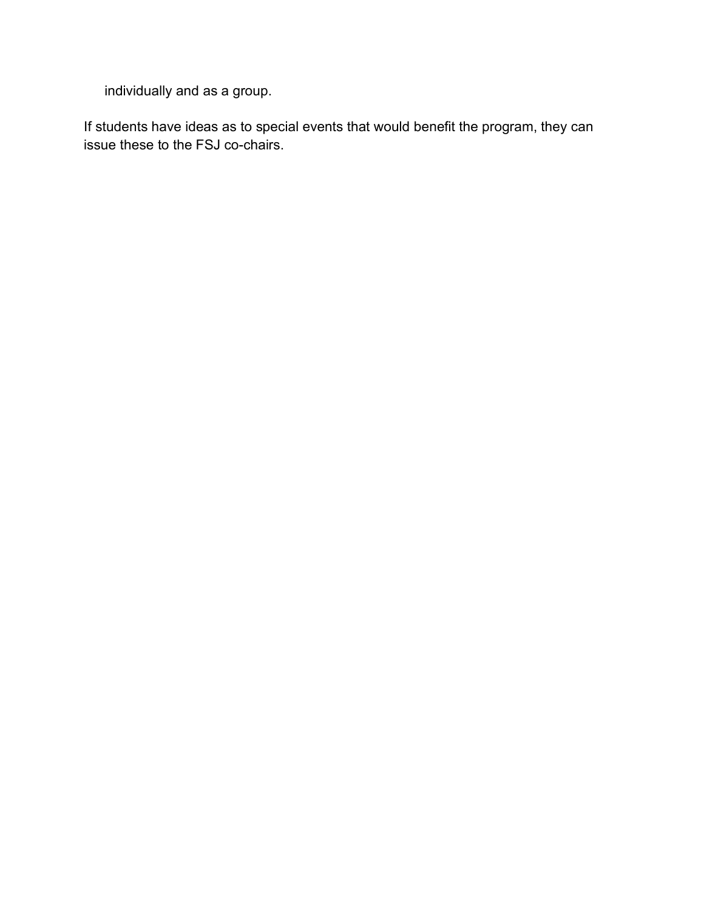individually and as a group.

If students have ideas as to special events that would benefit the program, they can issue these to the FSJ co-chairs.